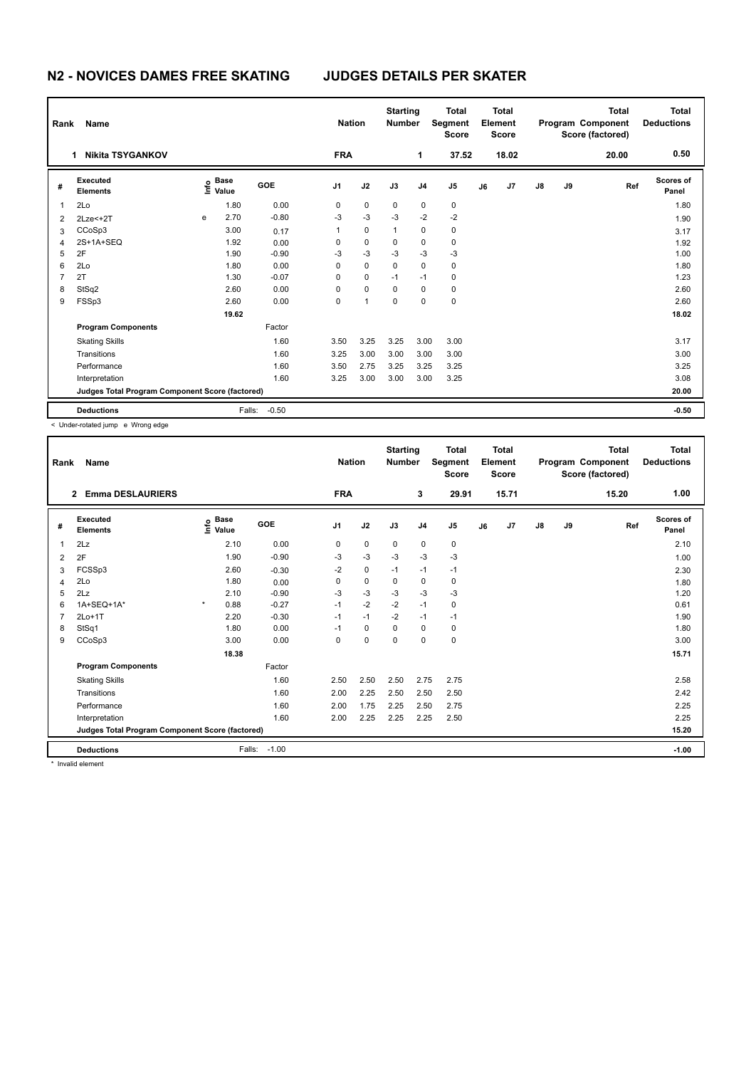# N2 - NOVICES DAMES FREE SKATING JUDGES DETAILS PER SKATER

| Rank | Name | Nation | Starting Number | Total Segment Score | Total Element Score | Total Program Component Score (factored) | Total Deductions |
|---|---|---|---|---|---|---|---|
| 1 | Nikita TSYGANKOV | FRA | 1 | 37.52 | 18.02 | 20.00 | 0.50 |

| # | Executed Elements | Info | Base Value | GOE | J1 | J2 | J3 | J4 | J5 | J6 | J7 | J8 | J9 | Ref | Scores of Panel |
|---|---|---|---|---|---|---|---|---|---|---|---|---|---|---|---|
| 1 | 2Lo | | 1.80 | 0.00 | 0 | 0 | 0 | 0 | 0 | | | | | | 1.80 |
| 2 | 2Lze<+2T | e | 2.70 | -0.80 | -3 | -3 | -3 | -2 | -2 | | | | | | 1.90 |
| 3 | CCoSp3 | | 3.00 | 0.17 | 1 | 0 | 1 | 0 | 0 | | | | | | 3.17 |
| 4 | 2S+1A+SEQ | | 1.92 | 0.00 | 0 | 0 | 0 | 0 | 0 | | | | | | 1.92 |
| 5 | 2F | | 1.90 | -0.90 | -3 | -3 | -3 | -3 | -3 | | | | | | 1.00 |
| 6 | 2Lo | | 1.80 | 0.00 | 0 | 0 | 0 | 0 | 0 | | | | | | 1.80 |
| 7 | 2T | | 1.30 | -0.07 | 0 | 0 | -1 | -1 | 0 | | | | | | 1.23 |
| 8 | StSq2 | | 2.60 | 0.00 | 0 | 0 | 0 | 0 | 0 | | | | | | 2.60 |
| 9 | FSSp3 | | 2.60 | 0.00 | 0 | 1 | 0 | 0 | 0 | | | | | | 2.60 |
| | | | 19.62 | | | | | | | | | | | | 18.02 |
| | **Program Components** | | | Factor | | | | | | | | | | | |
| | Skating Skills | | | 1.60 | 3.50 | 3.25 | 3.25 | 3.00 | 3.00 | | | | | | 3.17 |
| | Transitions | | | 1.60 | 3.25 | 3.00 | 3.00 | 3.00 | 3.00 | | | | | | 3.00 |
| | Performance | | | 1.60 | 3.50 | 2.75 | 3.25 | 3.25 | 3.25 | | | | | | 3.25 |
| | Interpretation | | | 1.60 | 3.25 | 3.00 | 3.00 | 3.00 | 3.25 | | | | | | 3.08 |
| | **Judges Total Program Component Score (factored)** | | | | | | | | | | | | | | 20.00 |
| | **Deductions** | | Falls: | -0.50 | | | | | | | | | | | -0.50 |

< Under-rotated jump e Wrong edge

| Rank | Name | Nation | Starting Number | Total Segment Score | Total Element Score | Total Program Component Score (factored) | Total Deductions |
|---|---|---|---|---|---|---|---|
| 2 | Emma DESLAURIERS | FRA | 3 | 29.91 | 15.71 | 15.20 | 1.00 |

| # | Executed Elements | Info | Base Value | GOE | J1 | J2 | J3 | J4 | J5 | J6 | J7 | J8 | J9 | Ref | Scores of Panel |
|---|---|---|---|---|---|---|---|---|---|---|---|---|---|---|---|
| 1 | 2Lz | | 2.10 | 0.00 | 0 | 0 | 0 | 0 | 0 | | | | | | 2.10 |
| 2 | 2F | | 1.90 | -0.90 | -3 | -3 | -3 | -3 | -3 | | | | | | 1.00 |
| 3 | FCSSp3 | | 2.60 | -0.30 | -2 | 0 | -1 | -1 | -1 | | | | | | 2.30 |
| 4 | 2Lo | | 1.80 | 0.00 | 0 | 0 | 0 | 0 | 0 | | | | | | 1.80 |
| 5 | 2Lz | | 2.10 | -0.90 | -3 | -3 | -3 | -3 | -3 | | | | | | 1.20 |
| 6 | 1A+SEQ+1A* | * | 0.88 | -0.27 | -1 | -2 | -2 | -1 | 0 | | | | | | 0.61 |
| 7 | 2Lo+1T | | 2.20 | -0.30 | -1 | -1 | -2 | -1 | -1 | | | | | | 1.90 |
| 8 | StSq1 | | 1.80 | 0.00 | -1 | 0 | 0 | 0 | 0 | | | | | | 1.80 |
| 9 | CCoSp3 | | 3.00 | 0.00 | 0 | 0 | 0 | 0 | 0 | | | | | | 3.00 |
| | | | 18.38 | | | | | | | | | | | | 15.71 |
| | **Program Components** | | | Factor | | | | | | | | | | | |
| | Skating Skills | | | 1.60 | 2.50 | 2.50 | 2.50 | 2.75 | 2.75 | | | | | | 2.58 |
| | Transitions | | | 1.60 | 2.00 | 2.25 | 2.50 | 2.50 | 2.50 | | | | | | 2.42 |
| | Performance | | | 1.60 | 2.00 | 1.75 | 2.25 | 2.50 | 2.75 | | | | | | 2.25 |
| | Interpretation | | | 1.60 | 2.00 | 2.25 | 2.25 | 2.25 | 2.50 | | | | | | 2.25 |
| | **Judges Total Program Component Score (factored)** | | | | | | | | | | | | | | 15.20 |
| | **Deductions** | | Falls: | -1.00 | | | | | | | | | | | -1.00 |

* Invalid element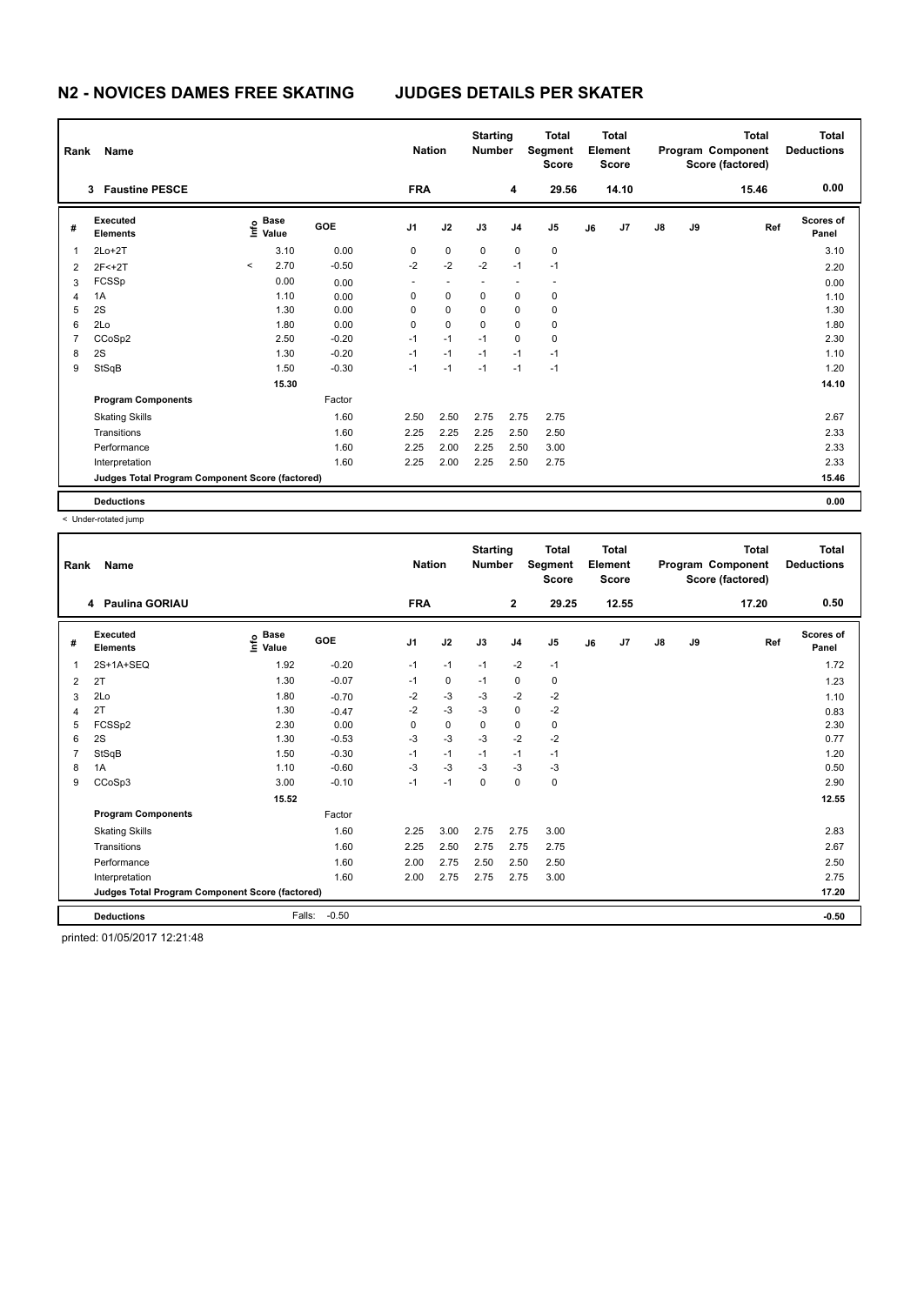# N2 - NOVICES DAMES FREE SKATING    JUDGES DETAILS PER SKATER

| Rank | Name | Nation | Starting Number | Total Segment Score | Total Element Score | Total Program Component Score (factored) | Total Deductions |
|---|---|---|---|---|---|---|---|
| 3 | Faustine PESCE | FRA | 4 | 29.56 | 14.10 | 15.46 | 0.00 |

| # | Executed Elements | Info | Base Value | GOE | J1 | J2 | J3 | J4 | J5 | J6 | J7 | J8 | J9 | Ref | Scores of Panel |
|---|---|---|---|---|---|---|---|---|---|---|---|---|---|---|---|
| 1 | 2Lo+2T | | 3.10 | 0.00 | 0 | 0 | 0 | 0 | 0 | | | | | | 3.10 |
| 2 | 2F<+2T | < | 2.70 | -0.50 | -2 | -2 | -2 | -1 | -1 | | | | | | 2.20 |
| 3 | FCSSp | | 0.00 | 0.00 | - | - | - | - | - | | | | | | 0.00 |
| 4 | 1A | | 1.10 | 0.00 | 0 | 0 | 0 | 0 | 0 | | | | | | 1.10 |
| 5 | 2S | | 1.30 | 0.00 | 0 | 0 | 0 | 0 | 0 | | | | | | 1.30 |
| 6 | 2Lo | | 1.80 | 0.00 | 0 | 0 | 0 | 0 | 0 | | | | | | 1.80 |
| 7 | CCoSp2 | | 2.50 | -0.20 | -1 | -1 | -1 | 0 | 0 | | | | | | 2.30 |
| 8 | 2S | | 1.30 | -0.20 | -1 | -1 | -1 | -1 | -1 | | | | | | 1.10 |
| 9 | StSqB | | 1.50 | -0.30 | -1 | -1 | -1 | -1 | -1 | | | | | | 1.20 |
| | | | 15.30 | | | | | | | | | | | | 14.10 |
| | **Program Components** | | | Factor | | | | | | | | | | | |
| | Skating Skills | | | 1.60 | 2.50 | 2.50 | 2.75 | 2.75 | 2.75 | | | | | | 2.67 |
| | Transitions | | | 1.60 | 2.25 | 2.25 | 2.25 | 2.50 | 2.50 | | | | | | 2.33 |
| | Performance | | | 1.60 | 2.25 | 2.00 | 2.25 | 2.50 | 3.00 | | | | | | 2.33 |
| | Interpretation | | | 1.60 | 2.25 | 2.00 | 2.25 | 2.50 | 2.75 | | | | | | 2.33 |
| | Judges Total Program Component Score (factored) | | | | | | | | | | | | | | 15.46 |
| | **Deductions** | | | | | | | | | | | | | | 0.00 |

< Under-rotated jump

| Rank | Name | Nation | Starting Number | Total Segment Score | Total Element Score | Total Program Component Score (factored) | Total Deductions |
|---|---|---|---|---|---|---|---|
| 4 | Paulina GORIAU | FRA | 2 | 29.25 | 12.55 | 17.20 | 0.50 |

| # | Executed Elements | Info | Base Value | GOE | J1 | J2 | J3 | J4 | J5 | J6 | J7 | J8 | J9 | Ref | Scores of Panel |
|---|---|---|---|---|---|---|---|---|---|---|---|---|---|---|---|
| 1 | 2S+1A+SEQ | | 1.92 | -0.20 | -1 | -1 | -1 | -2 | -1 | | | | | | 1.72 |
| 2 | 2T | | 1.30 | -0.07 | -1 | 0 | -1 | 0 | 0 | | | | | | 1.23 |
| 3 | 2Lo | | 1.80 | -0.70 | -2 | -3 | -3 | -2 | -2 | | | | | | 1.10 |
| 4 | 2T | | 1.30 | -0.47 | -2 | -3 | -3 | 0 | -2 | | | | | | 0.83 |
| 5 | FCSSp2 | | 2.30 | 0.00 | 0 | 0 | 0 | 0 | 0 | | | | | | 2.30 |
| 6 | 2S | | 1.30 | -0.53 | -3 | -3 | -3 | -2 | -2 | | | | | | 0.77 |
| 7 | StSqB | | 1.50 | -0.30 | -1 | -1 | -1 | -1 | -1 | | | | | | 1.20 |
| 8 | 1A | | 1.10 | -0.60 | -3 | -3 | -3 | -3 | -3 | | | | | | 0.50 |
| 9 | CCoSp3 | | 3.00 | -0.10 | -1 | -1 | 0 | 0 | 0 | | | | | | 2.90 |
| | | | 15.52 | | | | | | | | | | | | 12.55 |
| | **Program Components** | | | Factor | | | | | | | | | | | |
| | Skating Skills | | | 1.60 | 2.25 | 3.00 | 2.75 | 2.75 | 3.00 | | | | | | 2.83 |
| | Transitions | | | 1.60 | 2.25 | 2.50 | 2.75 | 2.75 | 2.75 | | | | | | 2.67 |
| | Performance | | | 1.60 | 2.00 | 2.75 | 2.50 | 2.50 | 2.50 | | | | | | 2.50 |
| | Interpretation | | | 1.60 | 2.00 | 2.75 | 2.75 | 2.75 | 3.00 | | | | | | 2.75 |
| | Judges Total Program Component Score (factored) | | | | | | | | | | | | | | 17.20 |
| | **Deductions** | | Falls: | -0.50 | | | | | | | | | | | -0.50 |

printed: 01/05/2017 12:21:48